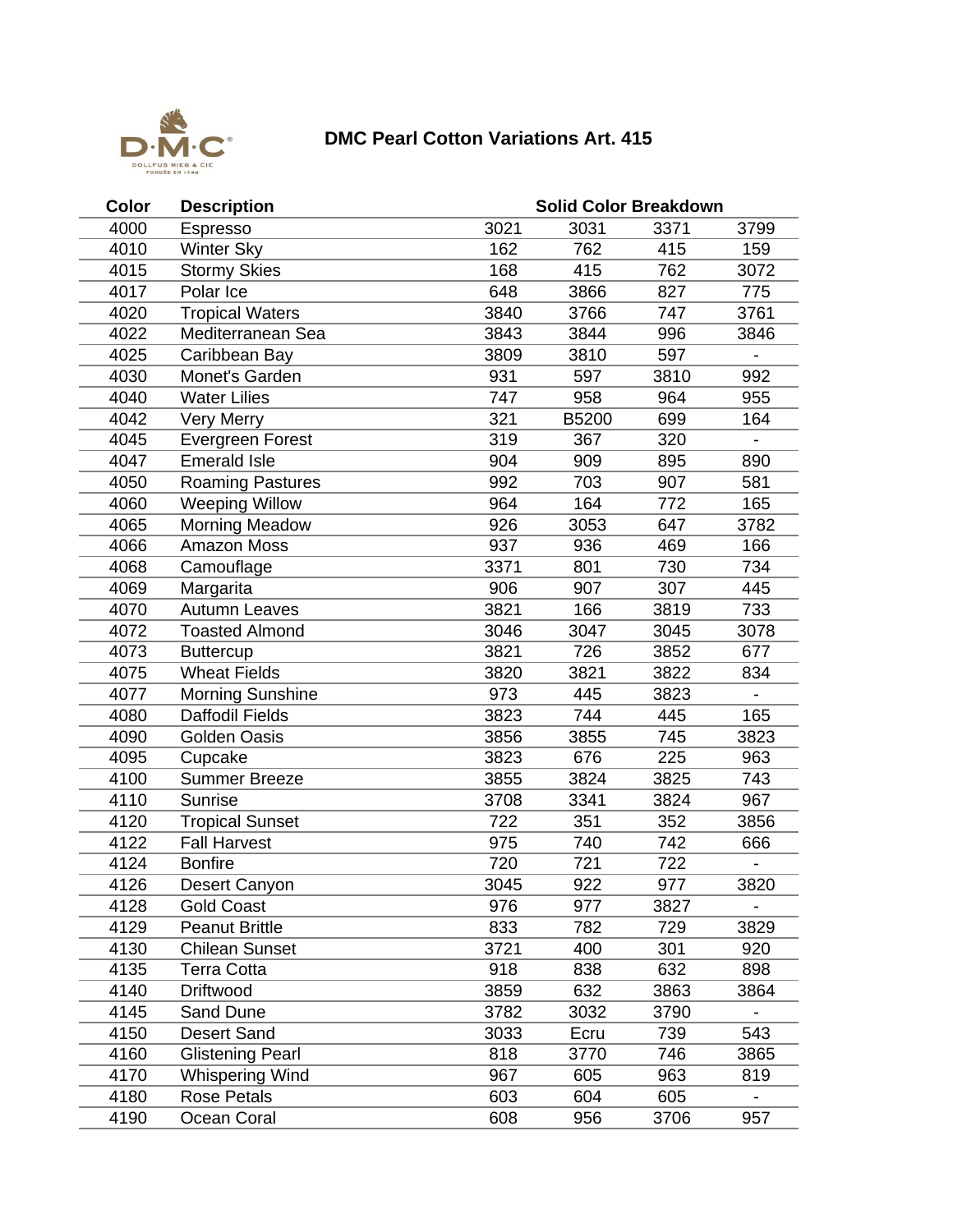# DMC Pearl Cotton Variations Art. 415

| Color | Description | Solid Color Breakdown | | | |
|---|---|---|---|---|---|
| 4000 | Espresso | 3021 | 3031 | 3371 | 3799 |
| 4010 | Winter Sky | 162 | 762 | 415 | 159 |
| 4015 | Stormy Skies | 168 | 415 | 762 | 3072 |
| 4017 | Polar Ice | 648 | 3866 | 827 | 775 |
| 4020 | Tropical Waters | 3840 | 3766 | 747 | 3761 |
| 4022 | Mediterranean Sea | 3843 | 3844 | 996 | 3846 |
| 4025 | Caribbean Bay | 3809 | 3810 | 597 | - |
| 4030 | Monet's Garden | 931 | 597 | 3810 | 992 |
| 4040 | Water Lilies | 747 | 958 | 964 | 955 |
| 4042 | Very Merry | 321 | B5200 | 699 | 164 |
| 4045 | Evergreen Forest | 319 | 367 | 320 | - |
| 4047 | Emerald Isle | 904 | 909 | 895 | 890 |
| 4050 | Roaming Pastures | 992 | 703 | 907 | 581 |
| 4060 | Weeping Willow | 964 | 164 | 772 | 165 |
| 4065 | Morning Meadow | 926 | 3053 | 647 | 3782 |
| 4066 | Amazon Moss | 937 | 936 | 469 | 166 |
| 4068 | Camouflage | 3371 | 801 | 730 | 734 |
| 4069 | Margarita | 906 | 907 | 307 | 445 |
| 4070 | Autumn Leaves | 3821 | 166 | 3819 | 733 |
| 4072 | Toasted Almond | 3046 | 3047 | 3045 | 3078 |
| 4073 | Buttercup | 3821 | 726 | 3852 | 677 |
| 4075 | Wheat Fields | 3820 | 3821 | 3822 | 834 |
| 4077 | Morning Sunshine | 973 | 445 | 3823 | - |
| 4080 | Daffodil Fields | 3823 | 744 | 445 | 165 |
| 4090 | Golden Oasis | 3856 | 3855 | 745 | 3823 |
| 4095 | Cupcake | 3823 | 676 | 225 | 963 |
| 4100 | Summer Breeze | 3855 | 3824 | 3825 | 743 |
| 4110 | Sunrise | 3708 | 3341 | 3824 | 967 |
| 4120 | Tropical Sunset | 722 | 351 | 352 | 3856 |
| 4122 | Fall Harvest | 975 | 740 | 742 | 666 |
| 4124 | Bonfire | 720 | 721 | 722 | - |
| 4126 | Desert Canyon | 3045 | 922 | 977 | 3820 |
| 4128 | Gold Coast | 976 | 977 | 3827 | - |
| 4129 | Peanut Brittle | 833 | 782 | 729 | 3829 |
| 4130 | Chilean Sunset | 3721 | 400 | 301 | 920 |
| 4135 | Terra Cotta | 918 | 838 | 632 | 898 |
| 4140 | Driftwood | 3859 | 632 | 3863 | 3864 |
| 4145 | Sand Dune | 3782 | 3032 | 3790 | - |
| 4150 | Desert Sand | 3033 | Ecru | 739 | 543 |
| 4160 | Glistening Pearl | 818 | 3770 | 746 | 3865 |
| 4170 | Whispering Wind | 967 | 605 | 963 | 819 |
| 4180 | Rose Petals | 603 | 604 | 605 | - |
| 4190 | Ocean Coral | 608 | 956 | 3706 | 957 |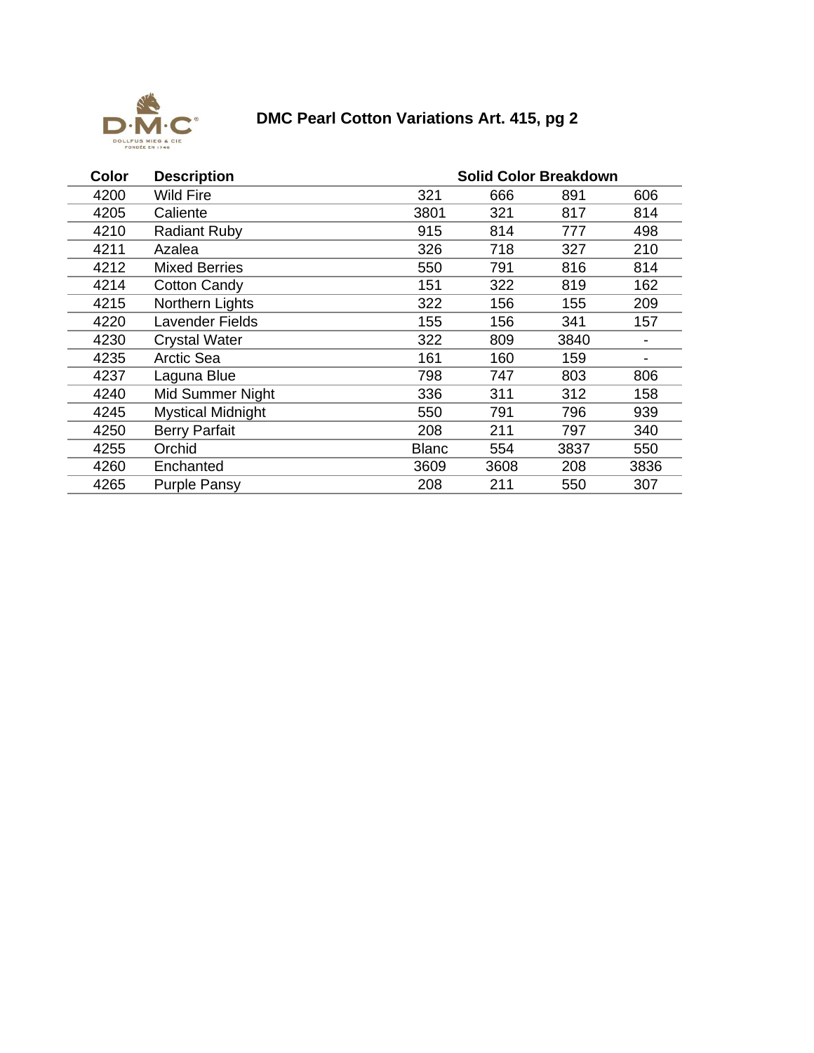## DMC Pearl Cotton Variations Art. 415, pg 2

| Color | Description | Solid Color Breakdown | | | |
|---|---|---|---|---|---|
| 4200 | Wild Fire | 321 | 666 | 891 | 606 |
| 4205 | Caliente | 3801 | 321 | 817 | 814 |
| 4210 | Radiant Ruby | 915 | 814 | 777 | 498 |
| 4211 | Azalea | 326 | 718 | 327 | 210 |
| 4212 | Mixed Berries | 550 | 791 | 816 | 814 |
| 4214 | Cotton Candy | 151 | 322 | 819 | 162 |
| 4215 | Northern Lights | 322 | 156 | 155 | 209 |
| 4220 | Lavender Fields | 155 | 156 | 341 | 157 |
| 4230 | Crystal Water | 322 | 809 | 3840 | - |
| 4235 | Arctic Sea | 161 | 160 | 159 | - |
| 4237 | Laguna Blue | 798 | 747 | 803 | 806 |
| 4240 | Mid Summer Night | 336 | 311 | 312 | 158 |
| 4245 | Mystical Midnight | 550 | 791 | 796 | 939 |
| 4250 | Berry Parfait | 208 | 211 | 797 | 340 |
| 4255 | Orchid | Blanc | 554 | 3837 | 550 |
| 4260 | Enchanted | 3609 | 3608 | 208 | 3836 |
| 4265 | Purple Pansy | 208 | 211 | 550 | 307 |